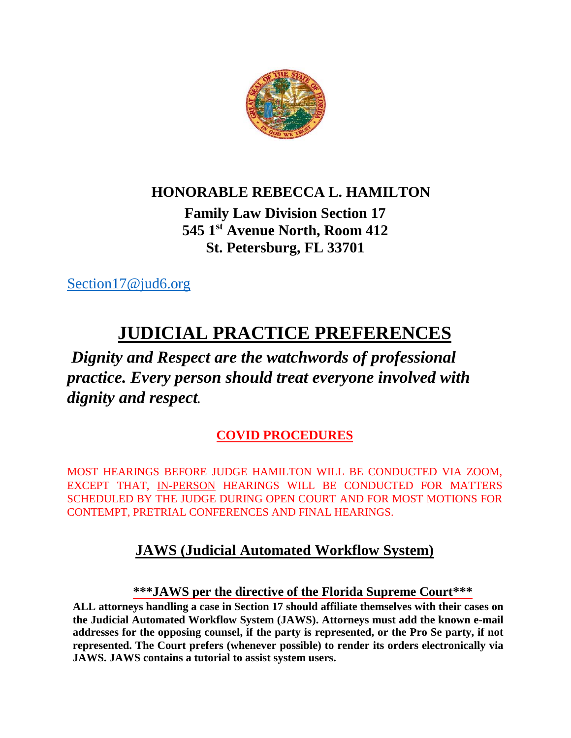# HONORABLE REBECCA L. HAMILTON

**Family Law Division Section 17**
**545 1st Avenue North, Room 412**
**St. Petersburg, FL 33701**

Section17@jud6.org

# JUDICIAL PRACTICE PREFERENCES

***Dignity and Respect are the watchwords of professional practice. Every person should treat everyone involved with dignity and respect.***

## COVID PROCEDURES

MOST HEARINGS BEFORE JUDGE HAMILTON WILL BE CONDUCTED VIA ZOOM, EXCEPT THAT, IN-PERSON HEARINGS WILL BE CONDUCTED FOR MATTERS SCHEDULED BY THE JUDGE DURING OPEN COURT AND FOR MOST MOTIONS FOR CONTEMPT, PRETRIAL CONFERENCES AND FINAL HEARINGS.

## JAWS (Judicial Automated Workflow System)

### ***JAWS per the directive of the Florida Supreme Court***

**ALL attorneys handling a case in Section 17 should affiliate themselves with their cases on the Judicial Automated Workflow System (JAWS). Attorneys must add the known e-mail addresses for the opposing counsel, if the party is represented, or the Pro Se party, if not represented. The Court prefers (whenever possible) to render its orders electronically via JAWS. JAWS contains a tutorial to assist system users.**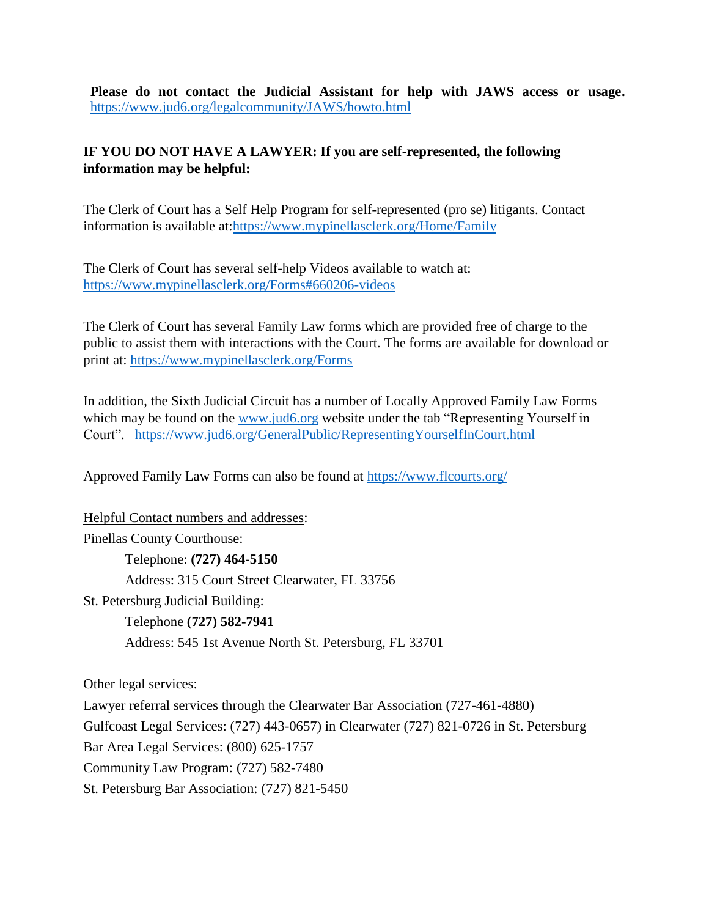**Please do not contact the Judicial Assistant for help with JAWS access or usage.** https://www.jud6.org/legalcommunity/JAWS/howto.html

**IF YOU DO NOT HAVE A LAWYER: If you are self-represented, the following information may be helpful:**

The Clerk of Court has a Self Help Program for self-represented (pro se) litigants. Contact information is available at:https://www.mypinellasclerk.org/Home/Family

The Clerk of Court has several self-help Videos available to watch at: https://www.mypinellasclerk.org/Forms#660206-videos

The Clerk of Court has several Family Law forms which are provided free of charge to the public to assist them with interactions with the Court. The forms are available for download or print at: https://www.mypinellasclerk.org/Forms

In addition, the Sixth Judicial Circuit has a number of Locally Approved Family Law Forms which may be found on the www.jud6.org website under the tab "Representing Yourself in Court". https://www.jud6.org/GeneralPublic/RepresentingYourselfInCourt.html

Approved Family Law Forms can also be found at https://www.flcourts.org/

Helpful Contact numbers and addresses:

Pinellas County Courthouse:

Telephone: **(727) 464-5150**

Address: 315 Court Street Clearwater, FL 33756

St. Petersburg Judicial Building:

Telephone **(727) 582-7941**

Address: 545 1st Avenue North St. Petersburg, FL 33701

Other legal services:

Lawyer referral services through the Clearwater Bar Association (727-461-4880)

Gulfcoast Legal Services: (727) 443-0657) in Clearwater (727) 821-0726 in St. Petersburg

Bar Area Legal Services: (800) 625-1757

Community Law Program: (727) 582-7480

St. Petersburg Bar Association: (727) 821-5450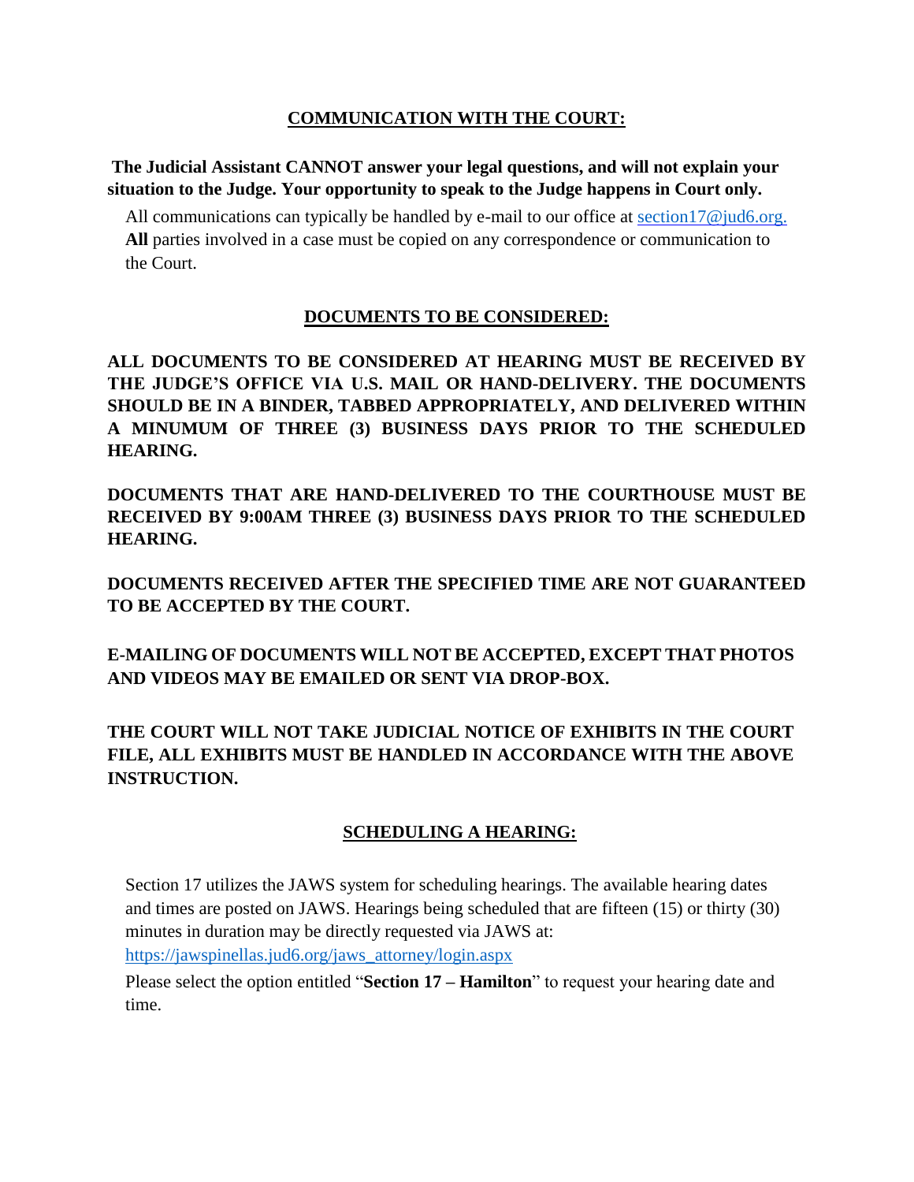## COMMUNICATION WITH THE COURT:

**The Judicial Assistant CANNOT answer your legal questions, and will not explain your situation to the Judge. Your opportunity to speak to the Judge happens in Court only.**

All communications can typically be handled by e-mail to our office at section17@jud6.org. **All** parties involved in a case must be copied on any correspondence or communication to the Court.

## DOCUMENTS TO BE CONSIDERED:

**ALL DOCUMENTS TO BE CONSIDERED AT HEARING MUST BE RECEIVED BY THE JUDGE'S OFFICE VIA U.S. MAIL OR HAND-DELIVERY. THE DOCUMENTS SHOULD BE IN A BINDER, TABBED APPROPRIATELY, AND DELIVERED WITHIN A MINUMUM OF THREE (3) BUSINESS DAYS PRIOR TO THE SCHEDULED HEARING.**

**DOCUMENTS THAT ARE HAND-DELIVERED TO THE COURTHOUSE MUST BE RECEIVED BY 9:00AM THREE (3) BUSINESS DAYS PRIOR TO THE SCHEDULED HEARING.**

**DOCUMENTS RECEIVED AFTER THE SPECIFIED TIME ARE NOT GUARANTEED TO BE ACCEPTED BY THE COURT.**

**E-MAILING OF DOCUMENTS WILL NOT BE ACCEPTED, EXCEPT THAT PHOTOS AND VIDEOS MAY BE EMAILED OR SENT VIA DROP-BOX.**

**THE COURT WILL NOT TAKE JUDICIAL NOTICE OF EXHIBITS IN THE COURT FILE, ALL EXHIBITS MUST BE HANDLED IN ACCORDANCE WITH THE ABOVE INSTRUCTION.**

## SCHEDULING A HEARING:

Section 17 utilizes the JAWS system for scheduling hearings. The available hearing dates and times are posted on JAWS. Hearings being scheduled that are fifteen (15) or thirty (30) minutes in duration may be directly requested via JAWS at: https://jawspinellas.jud6.org/jaws_attorney/login.aspx

Please select the option entitled "**Section 17 – Hamilton**" to request your hearing date and time.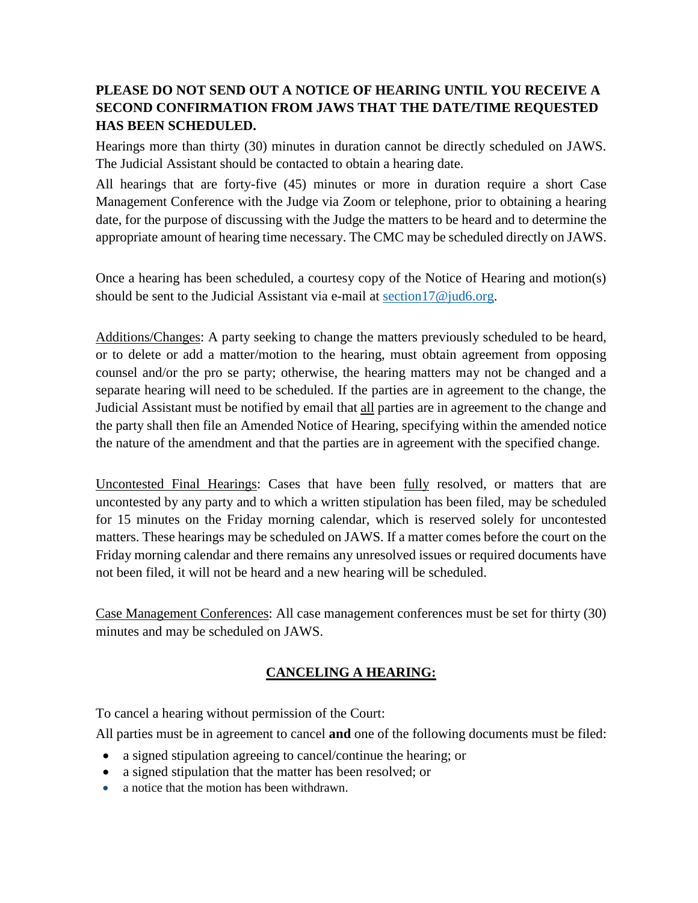**PLEASE DO NOT SEND OUT A NOTICE OF HEARING UNTIL YOU RECEIVE A SECOND CONFIRMATION FROM JAWS THAT THE DATE/TIME REQUESTED HAS BEEN SCHEDULED.**

Hearings more than thirty (30) minutes in duration cannot be directly scheduled on JAWS. The Judicial Assistant should be contacted to obtain a hearing date.

All hearings that are forty-five (45) minutes or more in duration require a short Case Management Conference with the Judge via Zoom or telephone, prior to obtaining a hearing date, for the purpose of discussing with the Judge the matters to be heard and to determine the appropriate amount of hearing time necessary. The CMC may be scheduled directly on JAWS.

Once a hearing has been scheduled, a courtesy copy of the Notice of Hearing and motion(s) should be sent to the Judicial Assistant via e-mail at section17@jud6.org.

Additions/Changes: A party seeking to change the matters previously scheduled to be heard, or to delete or add a matter/motion to the hearing, must obtain agreement from opposing counsel and/or the pro se party; otherwise, the hearing matters may not be changed and a separate hearing will need to be scheduled. If the parties are in agreement to the change, the Judicial Assistant must be notified by email that all parties are in agreement to the change and the party shall then file an Amended Notice of Hearing, specifying within the amended notice the nature of the amendment and that the parties are in agreement with the specified change.

Uncontested Final Hearings: Cases that have been fully resolved, or matters that are uncontested by any party and to which a written stipulation has been filed, may be scheduled for 15 minutes on the Friday morning calendar, which is reserved solely for uncontested matters. These hearings may be scheduled on JAWS. If a matter comes before the court on the Friday morning calendar and there remains any unresolved issues or required documents have not been filed, it will not be heard and a new hearing will be scheduled.

Case Management Conferences: All case management conferences must be set for thirty (30) minutes and may be scheduled on JAWS.

## CANCELING A HEARING:

To cancel a hearing without permission of the Court:

All parties must be in agreement to cancel **and** one of the following documents must be filed:

- a signed stipulation agreeing to cancel/continue the hearing; or
- a signed stipulation that the matter has been resolved; or
- a notice that the motion has been withdrawn.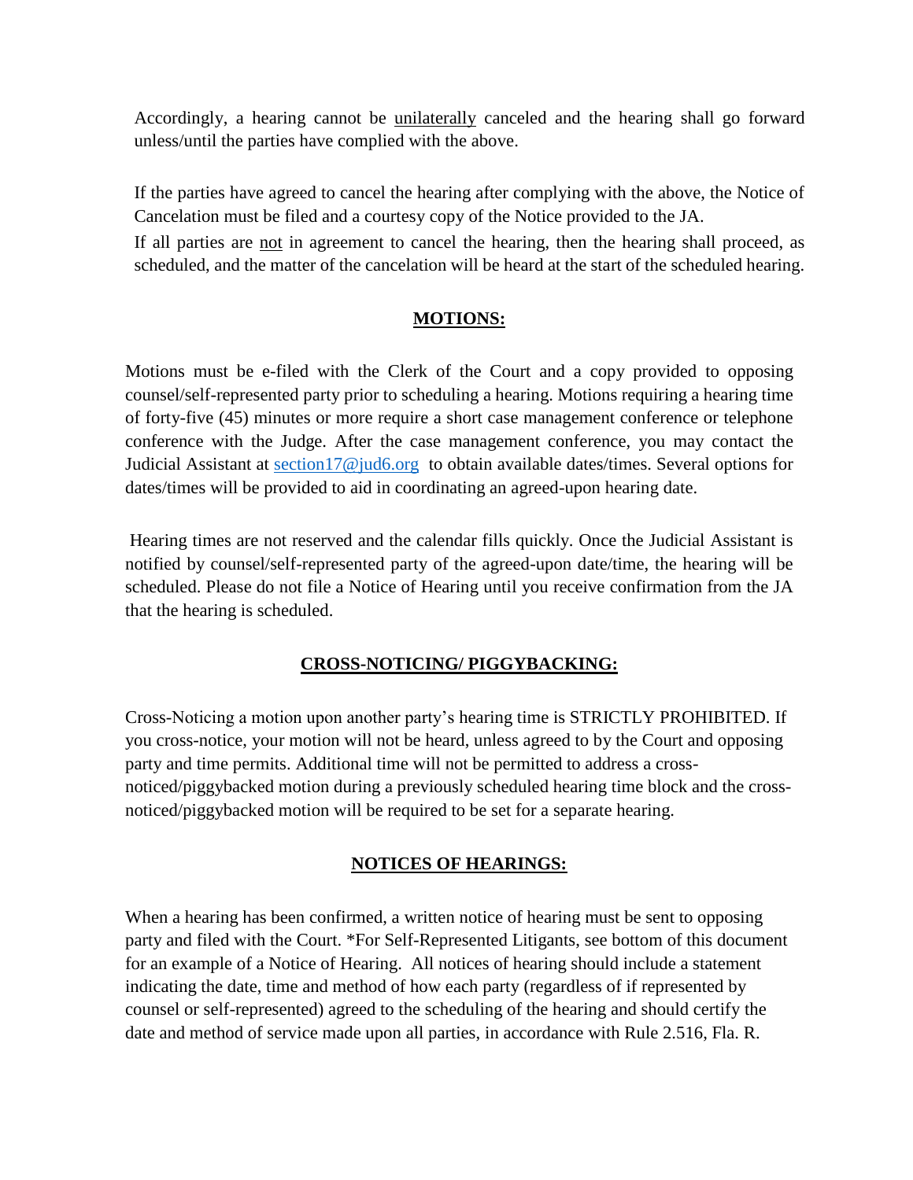Accordingly, a hearing cannot be unilaterally canceled and the hearing shall go forward unless/until the parties have complied with the above.

If the parties have agreed to cancel the hearing after complying with the above, the Notice of Cancelation must be filed and a courtesy copy of the Notice provided to the JA.

If all parties are not in agreement to cancel the hearing, then the hearing shall proceed, as scheduled, and the matter of the cancelation will be heard at the start of the scheduled hearing.

## MOTIONS:

Motions must be e-filed with the Clerk of the Court and a copy provided to opposing counsel/self-represented party prior to scheduling a hearing. Motions requiring a hearing time of forty-five (45) minutes or more require a short case management conference or telephone conference with the Judge. After the case management conference, you may contact the Judicial Assistant at section17@jud6.org to obtain available dates/times. Several options for dates/times will be provided to aid in coordinating an agreed-upon hearing date.

Hearing times are not reserved and the calendar fills quickly. Once the Judicial Assistant is notified by counsel/self-represented party of the agreed-upon date/time, the hearing will be scheduled. Please do not file a Notice of Hearing until you receive confirmation from the JA that the hearing is scheduled.

## CROSS-NOTICING/ PIGGYBACKING:

Cross-Noticing a motion upon another party's hearing time is STRICTLY PROHIBITED. If you cross-notice, your motion will not be heard, unless agreed to by the Court and opposing party and time permits. Additional time will not be permitted to address a cross-noticed/piggybacked motion during a previously scheduled hearing time block and the cross-noticed/piggybacked motion will be required to be set for a separate hearing.

## NOTICES OF HEARINGS:

When a hearing has been confirmed, a written notice of hearing must be sent to opposing party and filed with the Court. *For Self-Represented Litigants, see bottom of this document for an example of a Notice of Hearing. All notices of hearing should include a statement indicating the date, time and method of how each party (regardless of if represented by counsel or self-represented) agreed to the scheduling of the hearing and should certify the date and method of service made upon all parties, in accordance with Rule 2.516, Fla. R.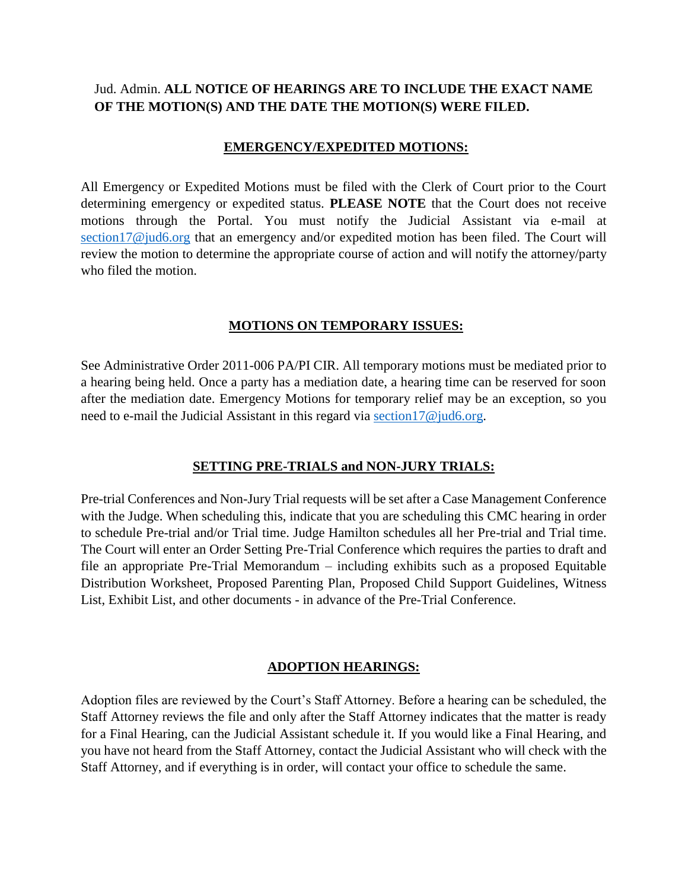Jud. Admin. **ALL NOTICE OF HEARINGS ARE TO INCLUDE THE EXACT NAME OF THE MOTION(S) AND THE DATE THE MOTION(S) WERE FILED.**

## EMERGENCY/EXPEDITED MOTIONS:

All Emergency or Expedited Motions must be filed with the Clerk of Court prior to the Court determining emergency or expedited status. **PLEASE NOTE** that the Court does not receive motions through the Portal. You must notify the Judicial Assistant via e-mail at section17@jud6.org that an emergency and/or expedited motion has been filed. The Court will review the motion to determine the appropriate course of action and will notify the attorney/party who filed the motion.

## MOTIONS ON TEMPORARY ISSUES:

See Administrative Order 2011-006 PA/PI CIR. All temporary motions must be mediated prior to a hearing being held. Once a party has a mediation date, a hearing time can be reserved for soon after the mediation date. Emergency Motions for temporary relief may be an exception, so you need to e-mail the Judicial Assistant in this regard via section17@jud6.org.

## SETTING PRE-TRIALS and NON-JURY TRIALS:

Pre-trial Conferences and Non-Jury Trial requests will be set after a Case Management Conference with the Judge. When scheduling this, indicate that you are scheduling this CMC hearing in order to schedule Pre-trial and/or Trial time. Judge Hamilton schedules all her Pre-trial and Trial time. The Court will enter an Order Setting Pre-Trial Conference which requires the parties to draft and file an appropriate Pre-Trial Memorandum – including exhibits such as a proposed Equitable Distribution Worksheet, Proposed Parenting Plan, Proposed Child Support Guidelines, Witness List, Exhibit List, and other documents - in advance of the Pre-Trial Conference.

## ADOPTION HEARINGS:

Adoption files are reviewed by the Court's Staff Attorney. Before a hearing can be scheduled, the Staff Attorney reviews the file and only after the Staff Attorney indicates that the matter is ready for a Final Hearing, can the Judicial Assistant schedule it. If you would like a Final Hearing, and you have not heard from the Staff Attorney, contact the Judicial Assistant who will check with the Staff Attorney, and if everything is in order, will contact your office to schedule the same.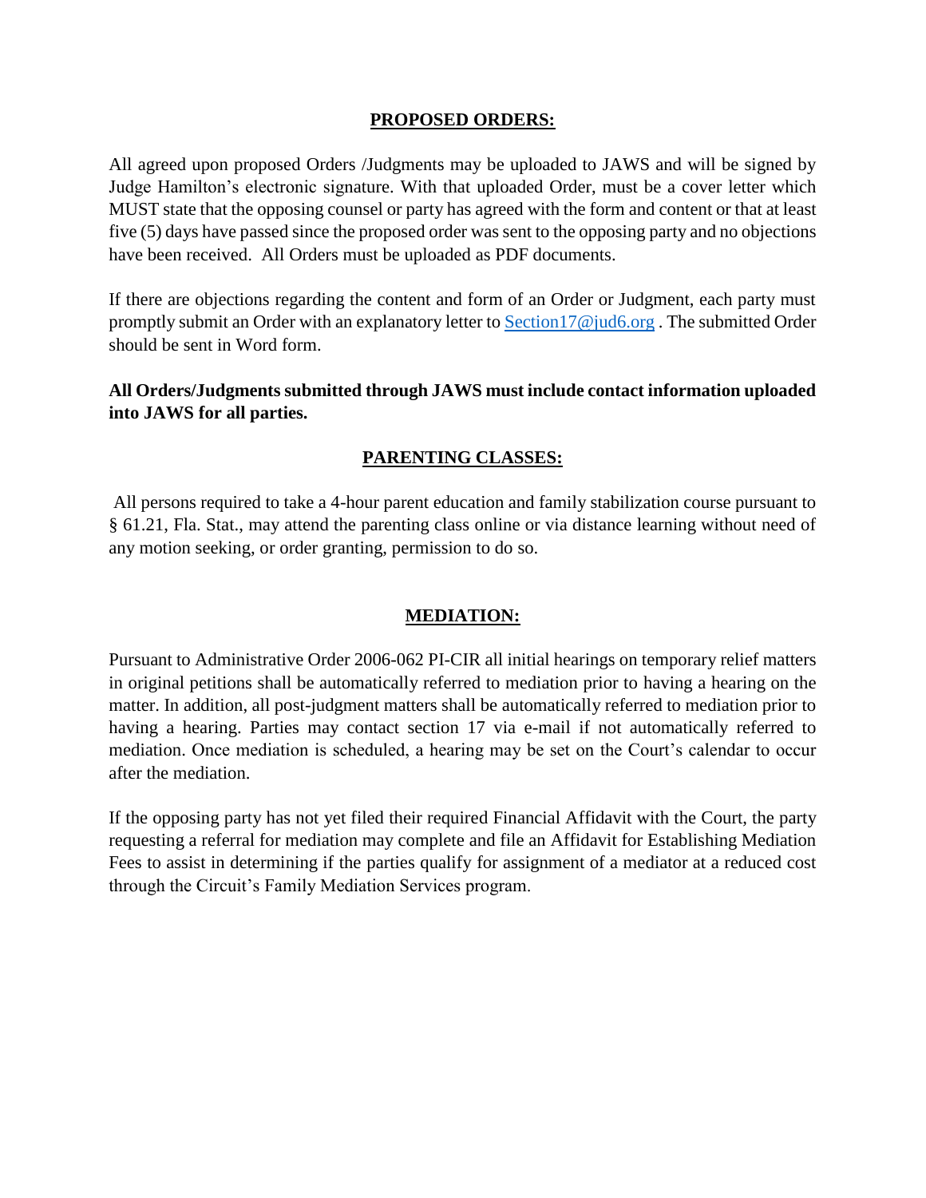## PROPOSED ORDERS:

All agreed upon proposed Orders /Judgments may be uploaded to JAWS and will be signed by Judge Hamilton's electronic signature. With that uploaded Order, must be a cover letter which MUST state that the opposing counsel or party has agreed with the form and content or that at least five (5) days have passed since the proposed order was sent to the opposing party and no objections have been received. All Orders must be uploaded as PDF documents.

If there are objections regarding the content and form of an Order or Judgment, each party must promptly submit an Order with an explanatory letter to Section17@jud6.org . The submitted Order should be sent in Word form.

**All Orders/Judgments submitted through JAWS must include contact information uploaded into JAWS for all parties.**

## PARENTING CLASSES:

All persons required to take a 4-hour parent education and family stabilization course pursuant to § 61.21, Fla. Stat., may attend the parenting class online or via distance learning without need of any motion seeking, or order granting, permission to do so.

## MEDIATION:

Pursuant to Administrative Order 2006-062 PI-CIR all initial hearings on temporary relief matters in original petitions shall be automatically referred to mediation prior to having a hearing on the matter. In addition, all post-judgment matters shall be automatically referred to mediation prior to having a hearing. Parties may contact section 17 via e-mail if not automatically referred to mediation. Once mediation is scheduled, a hearing may be set on the Court's calendar to occur after the mediation.

If the opposing party has not yet filed their required Financial Affidavit with the Court, the party requesting a referral for mediation may complete and file an Affidavit for Establishing Mediation Fees to assist in determining if the parties qualify for assignment of a mediator at a reduced cost through the Circuit's Family Mediation Services program.